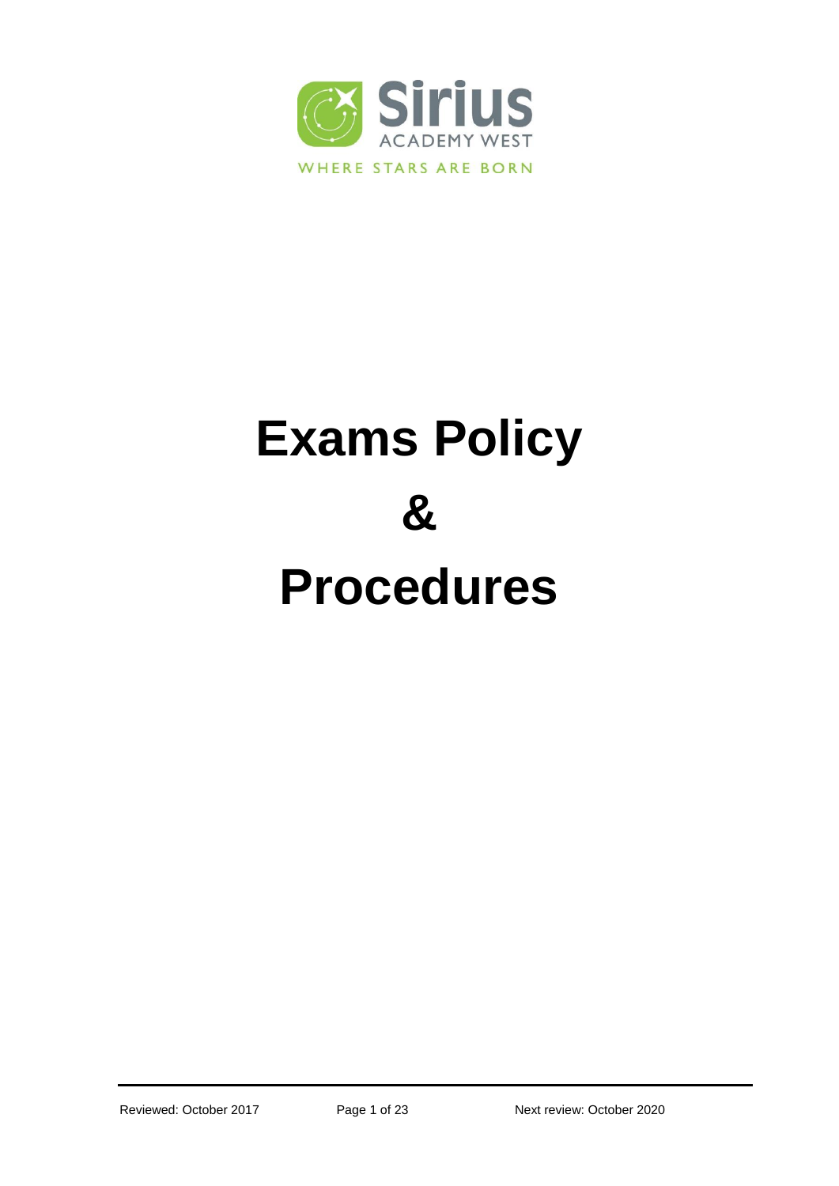Sirius

ACADEMY WEST

WHERE STARS ARE BORN

# Exams Policy

# &

# Procedures

Reviewed: October 2017

Next review: October 2020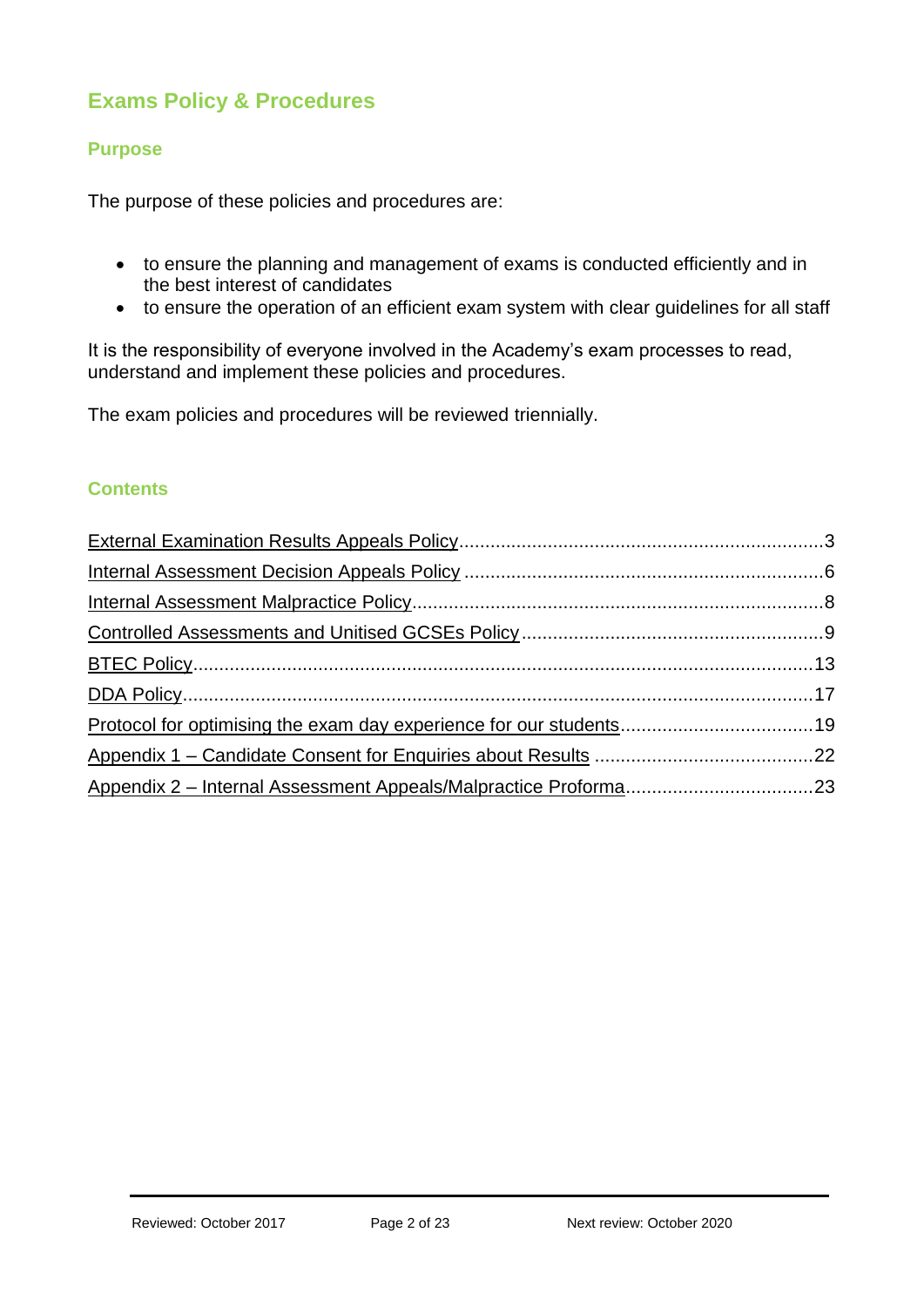# Exams Policy & Procedures

## Purpose

The purpose of these policies and procedures are:

- to ensure the planning and management of exams is conducted efficiently and in the best interest of candidates
- to ensure the operation of an efficient exam system with clear guidelines for all staff

It is the responsibility of everyone involved in the Academy's exam processes to read, understand and implement these policies and procedures.

The exam policies and procedures will be reviewed triennially.

## Contents

External Examination Results Appeals Policy ..... 3
Internal Assessment Decision Appeals Policy ..... 6
Internal Assessment Malpractice Policy ..... 8
Controlled Assessments and Unitised GCSEs Policy ..... 9
BTEC Policy ..... 13
DDA Policy ..... 17
Protocol for optimising the exam day experience for our students ..... 19
Appendix 1 – Candidate Consent for Enquiries about Results ..... 22
Appendix 2 – Internal Assessment Appeals/Malpractice Proforma ..... 23

Reviewed: October 2017 Next review: October 2020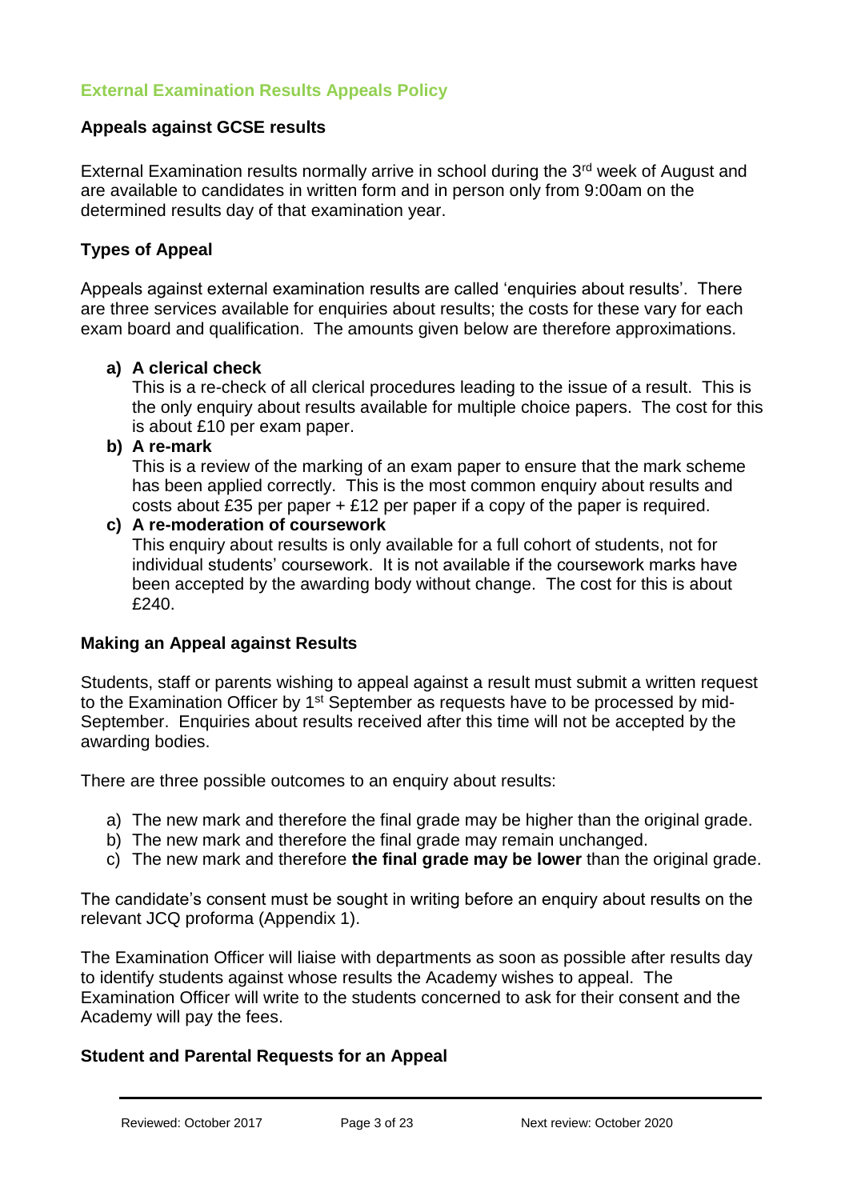## External Examination Results Appeals Policy

### Appeals against GCSE results

External Examination results normally arrive in school during the 3rd week of August and are available to candidates in written form and in person only from 9:00am on the determined results day of that examination year.

### Types of Appeal

Appeals against external examination results are called 'enquiries about results'. There are three services available for enquiries about results; the costs for these vary for each exam board and qualification. The amounts given below are therefore approximations.

a) **A clerical check**
   This is a re-check of all clerical procedures leading to the issue of a result. This is the only enquiry about results available for multiple choice papers. The cost for this is about £10 per exam paper.

b) **A re-mark**
   This is a review of the marking of an exam paper to ensure that the mark scheme has been applied correctly. This is the most common enquiry about results and costs about £35 per paper + £12 per paper if a copy of the paper is required.

c) **A re-moderation of coursework**
   This enquiry about results is only available for a full cohort of students, not for individual students' coursework. It is not available if the coursework marks have been accepted by the awarding body without change. The cost for this is about £240.

### Making an Appeal against Results

Students, staff or parents wishing to appeal against a result must submit a written request to the Examination Officer by 1st September as requests have to be processed by mid-September. Enquiries about results received after this time will not be accepted by the awarding bodies.

There are three possible outcomes to an enquiry about results:

a) The new mark and therefore the final grade may be higher than the original grade.
b) The new mark and therefore the final grade may remain unchanged.
c) The new mark and therefore **the final grade may be lower** than the original grade.

The candidate's consent must be sought in writing before an enquiry about results on the relevant JCQ proforma (Appendix 1).

The Examination Officer will liaise with departments as soon as possible after results day to identify students against whose results the Academy wishes to appeal. The Examination Officer will write to the students concerned to ask for their consent and the Academy will pay the fees.

### Student and Parental Requests for an Appeal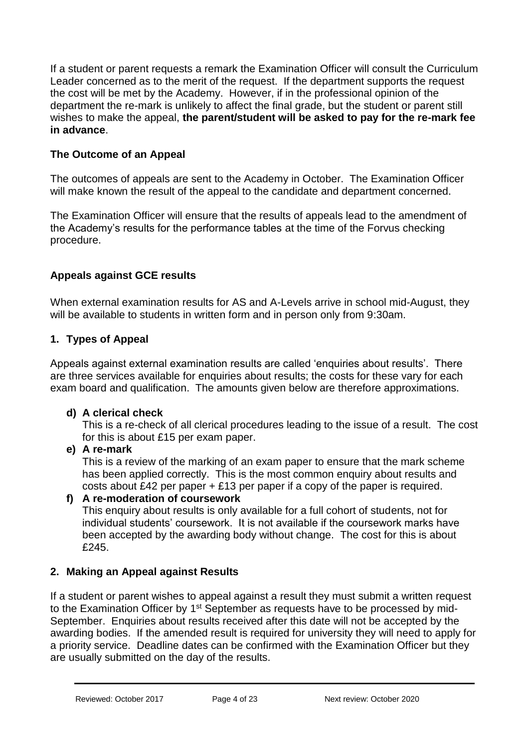If a student or parent requests a remark the Examination Officer will consult the Curriculum Leader concerned as to the merit of the request. If the department supports the request the cost will be met by the Academy. However, if in the professional opinion of the department the re-mark is unlikely to affect the final grade, but the student or parent still wishes to make the appeal, **the parent/student will be asked to pay for the re-mark fee in advance**.

### The Outcome of an Appeal

The outcomes of appeals are sent to the Academy in October. The Examination Officer will make known the result of the appeal to the candidate and department concerned.

The Examination Officer will ensure that the results of appeals lead to the amendment of the Academy's results for the performance tables at the time of the Forvus checking procedure.

### Appeals against GCE results

When external examination results for AS and A-Levels arrive in school mid-August, they will be available to students in written form and in person only from 9:30am.

### 1. Types of Appeal

Appeals against external examination results are called 'enquiries about results'. There are three services available for enquiries about results; the costs for these vary for each exam board and qualification. The amounts given below are therefore approximations.

**d) A clerical check**
This is a re-check of all clerical procedures leading to the issue of a result. The cost for this is about £15 per exam paper.

**e) A re-mark**
This is a review of the marking of an exam paper to ensure that the mark scheme has been applied correctly. This is the most common enquiry about results and costs about £42 per paper + £13 per paper if a copy of the paper is required.

**f) A re-moderation of coursework**
This enquiry about results is only available for a full cohort of students, not for individual students' coursework. It is not available if the coursework marks have been accepted by the awarding body without change. The cost for this is about £245.

### 2. Making an Appeal against Results

If a student or parent wishes to appeal against a result they must submit a written request to the Examination Officer by 1st September as requests have to be processed by mid-September. Enquiries about results received after this date will not be accepted by the awarding bodies. If the amended result is required for university they will need to apply for a priority service. Deadline dates can be confirmed with the Examination Officer but they are usually submitted on the day of the results.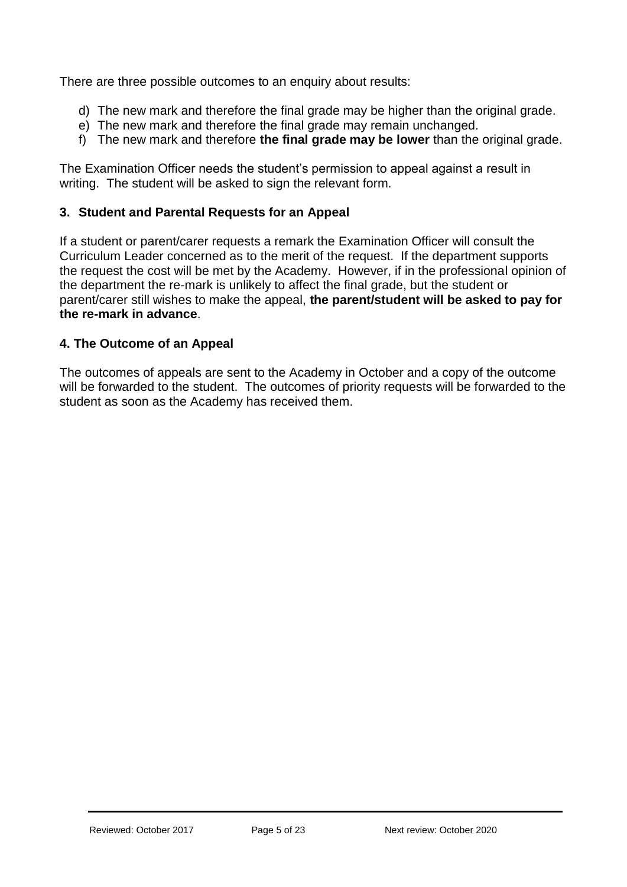There are three possible outcomes to an enquiry about results:

d) The new mark and therefore the final grade may be higher than the original grade.
e) The new mark and therefore the final grade may remain unchanged.
f) The new mark and therefore **the final grade may be lower** than the original grade.

The Examination Officer needs the student's permission to appeal against a result in writing. The student will be asked to sign the relevant form.

## 3. Student and Parental Requests for an Appeal

If a student or parent/carer requests a remark the Examination Officer will consult the Curriculum Leader concerned as to the merit of the request. If the department supports the request the cost will be met by the Academy. However, if in the professional opinion of the department the re-mark is unlikely to affect the final grade, but the student or parent/carer still wishes to make the appeal, **the parent/student will be asked to pay for the re-mark in advance**.

## 4. The Outcome of an Appeal

The outcomes of appeals are sent to the Academy in October and a copy of the outcome will be forwarded to the student. The outcomes of priority requests will be forwarded to the student as soon as the Academy has received them.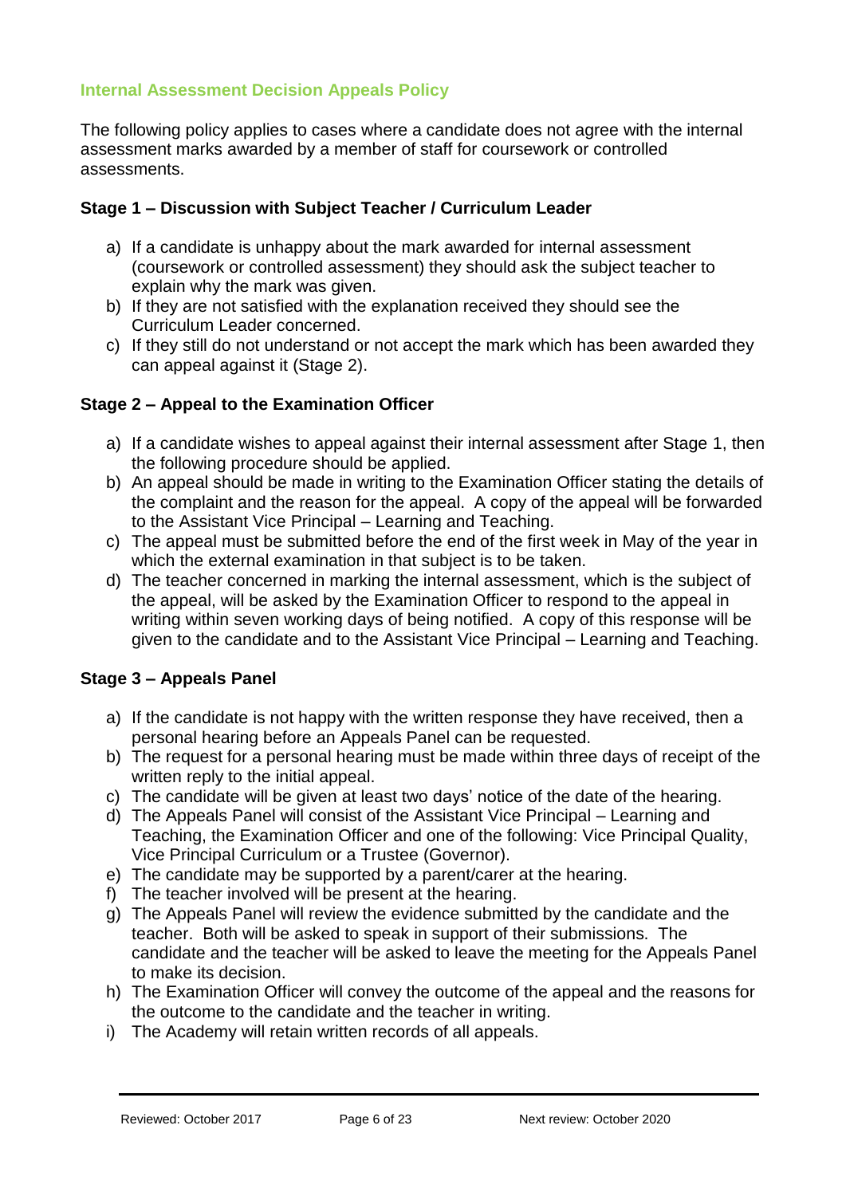## Internal Assessment Decision Appeals Policy

The following policy applies to cases where a candidate does not agree with the internal assessment marks awarded by a member of staff for coursework or controlled assessments.

### Stage 1 – Discussion with Subject Teacher / Curriculum Leader

a) If a candidate is unhappy about the mark awarded for internal assessment (coursework or controlled assessment) they should ask the subject teacher to explain why the mark was given.
b) If they are not satisfied with the explanation received they should see the Curriculum Leader concerned.
c) If they still do not understand or not accept the mark which has been awarded they can appeal against it (Stage 2).

### Stage 2 – Appeal to the Examination Officer

a) If a candidate wishes to appeal against their internal assessment after Stage 1, then the following procedure should be applied.
b) An appeal should be made in writing to the Examination Officer stating the details of the complaint and the reason for the appeal. A copy of the appeal will be forwarded to the Assistant Vice Principal – Learning and Teaching.
c) The appeal must be submitted before the end of the first week in May of the year in which the external examination in that subject is to be taken.
d) The teacher concerned in marking the internal assessment, which is the subject of the appeal, will be asked by the Examination Officer to respond to the appeal in writing within seven working days of being notified. A copy of this response will be given to the candidate and to the Assistant Vice Principal – Learning and Teaching.

### Stage 3 – Appeals Panel

a) If the candidate is not happy with the written response they have received, then a personal hearing before an Appeals Panel can be requested.
b) The request for a personal hearing must be made within three days of receipt of the written reply to the initial appeal.
c) The candidate will be given at least two days' notice of the date of the hearing.
d) The Appeals Panel will consist of the Assistant Vice Principal – Learning and Teaching, the Examination Officer and one of the following: Vice Principal Quality, Vice Principal Curriculum or a Trustee (Governor).
e) The candidate may be supported by a parent/carer at the hearing.
f) The teacher involved will be present at the hearing.
g) The Appeals Panel will review the evidence submitted by the candidate and the teacher. Both will be asked to speak in support of their submissions. The candidate and the teacher will be asked to leave the meeting for the Appeals Panel to make its decision.
h) The Examination Officer will convey the outcome of the appeal and the reasons for the outcome to the candidate and the teacher in writing.
i) The Academy will retain written records of all appeals.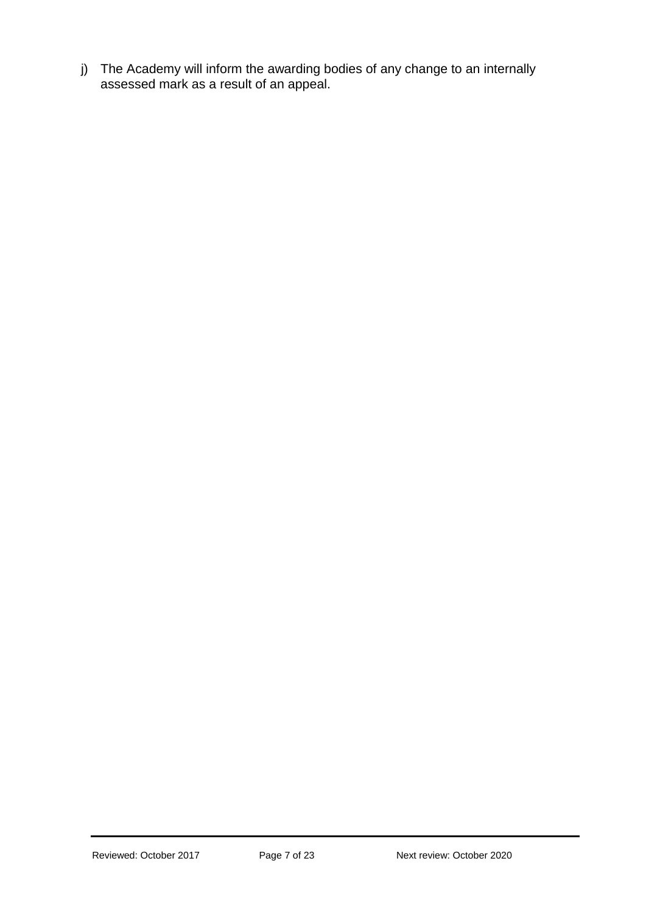j) The Academy will inform the awarding bodies of any change to an internally assessed mark as a result of an appeal.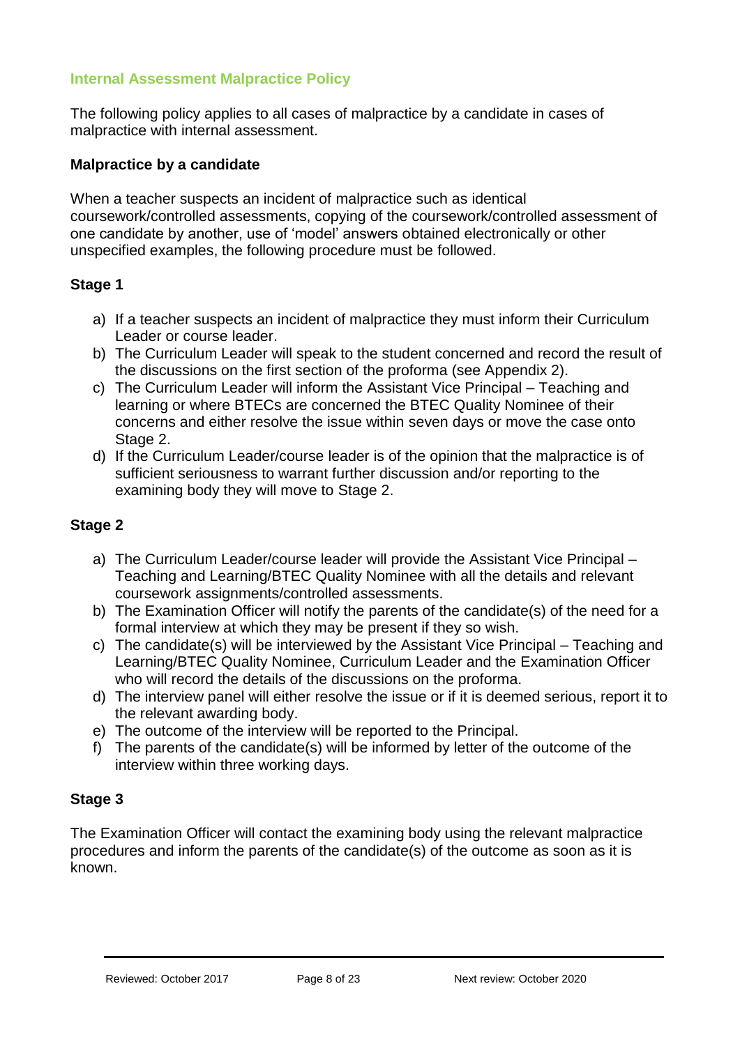## Internal Assessment Malpractice Policy

The following policy applies to all cases of malpractice by a candidate in cases of malpractice with internal assessment.

### Malpractice by a candidate

When a teacher suspects an incident of malpractice such as identical coursework/controlled assessments, copying of the coursework/controlled assessment of one candidate by another, use of 'model' answers obtained electronically or other unspecified examples, the following procedure must be followed.

### Stage 1

a) If a teacher suspects an incident of malpractice they must inform their Curriculum Leader or course leader.
b) The Curriculum Leader will speak to the student concerned and record the result of the discussions on the first section of the proforma (see Appendix 2).
c) The Curriculum Leader will inform the Assistant Vice Principal – Teaching and learning or where BTECs are concerned the BTEC Quality Nominee of their concerns and either resolve the issue within seven days or move the case onto Stage 2.
d) If the Curriculum Leader/course leader is of the opinion that the malpractice is of sufficient seriousness to warrant further discussion and/or reporting to the examining body they will move to Stage 2.

### Stage 2

a) The Curriculum Leader/course leader will provide the Assistant Vice Principal – Teaching and Learning/BTEC Quality Nominee with all the details and relevant coursework assignments/controlled assessments.
b) The Examination Officer will notify the parents of the candidate(s) of the need for a formal interview at which they may be present if they so wish.
c) The candidate(s) will be interviewed by the Assistant Vice Principal – Teaching and Learning/BTEC Quality Nominee, Curriculum Leader and the Examination Officer who will record the details of the discussions on the proforma.
d) The interview panel will either resolve the issue or if it is deemed serious, report it to the relevant awarding body.
e) The outcome of the interview will be reported to the Principal.
f) The parents of the candidate(s) will be informed by letter of the outcome of the interview within three working days.

### Stage 3

The Examination Officer will contact the examining body using the relevant malpractice procedures and inform the parents of the candidate(s) of the outcome as soon as it is known.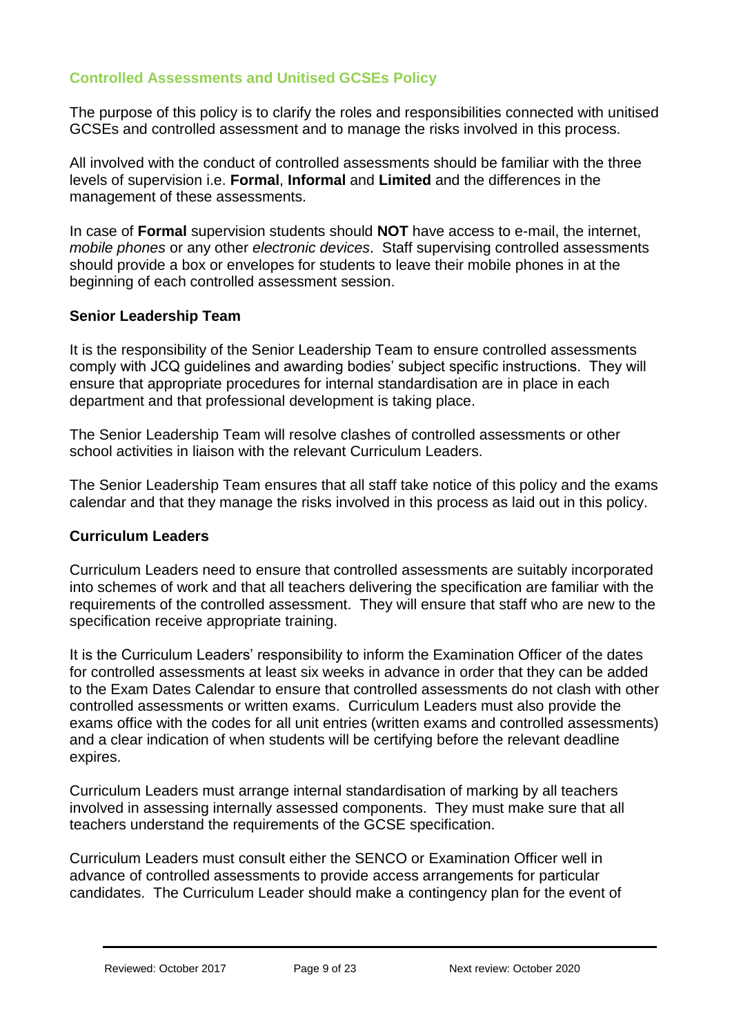## Controlled Assessments and Unitised GCSEs Policy

The purpose of this policy is to clarify the roles and responsibilities connected with unitised GCSEs and controlled assessment and to manage the risks involved in this process.

All involved with the conduct of controlled assessments should be familiar with the three levels of supervision i.e. **Formal**, **Informal** and **Limited** and the differences in the management of these assessments.

In case of **Formal** supervision students should **NOT** have access to e-mail, the internet, *mobile phones* or any other *electronic devices*. Staff supervising controlled assessments should provide a box or envelopes for students to leave their mobile phones in at the beginning of each controlled assessment session.

### Senior Leadership Team

It is the responsibility of the Senior Leadership Team to ensure controlled assessments comply with JCQ guidelines and awarding bodies' subject specific instructions. They will ensure that appropriate procedures for internal standardisation are in place in each department and that professional development is taking place.

The Senior Leadership Team will resolve clashes of controlled assessments or other school activities in liaison with the relevant Curriculum Leaders.

The Senior Leadership Team ensures that all staff take notice of this policy and the exams calendar and that they manage the risks involved in this process as laid out in this policy.

### Curriculum Leaders

Curriculum Leaders need to ensure that controlled assessments are suitably incorporated into schemes of work and that all teachers delivering the specification are familiar with the requirements of the controlled assessment. They will ensure that staff who are new to the specification receive appropriate training.

It is the Curriculum Leaders' responsibility to inform the Examination Officer of the dates for controlled assessments at least six weeks in advance in order that they can be added to the Exam Dates Calendar to ensure that controlled assessments do not clash with other controlled assessments or written exams. Curriculum Leaders must also provide the exams office with the codes for all unit entries (written exams and controlled assessments) and a clear indication of when students will be certifying before the relevant deadline expires.

Curriculum Leaders must arrange internal standardisation of marking by all teachers involved in assessing internally assessed components. They must make sure that all teachers understand the requirements of the GCSE specification.

Curriculum Leaders must consult either the SENCO or Examination Officer well in advance of controlled assessments to provide access arrangements for particular candidates. The Curriculum Leader should make a contingency plan for the event of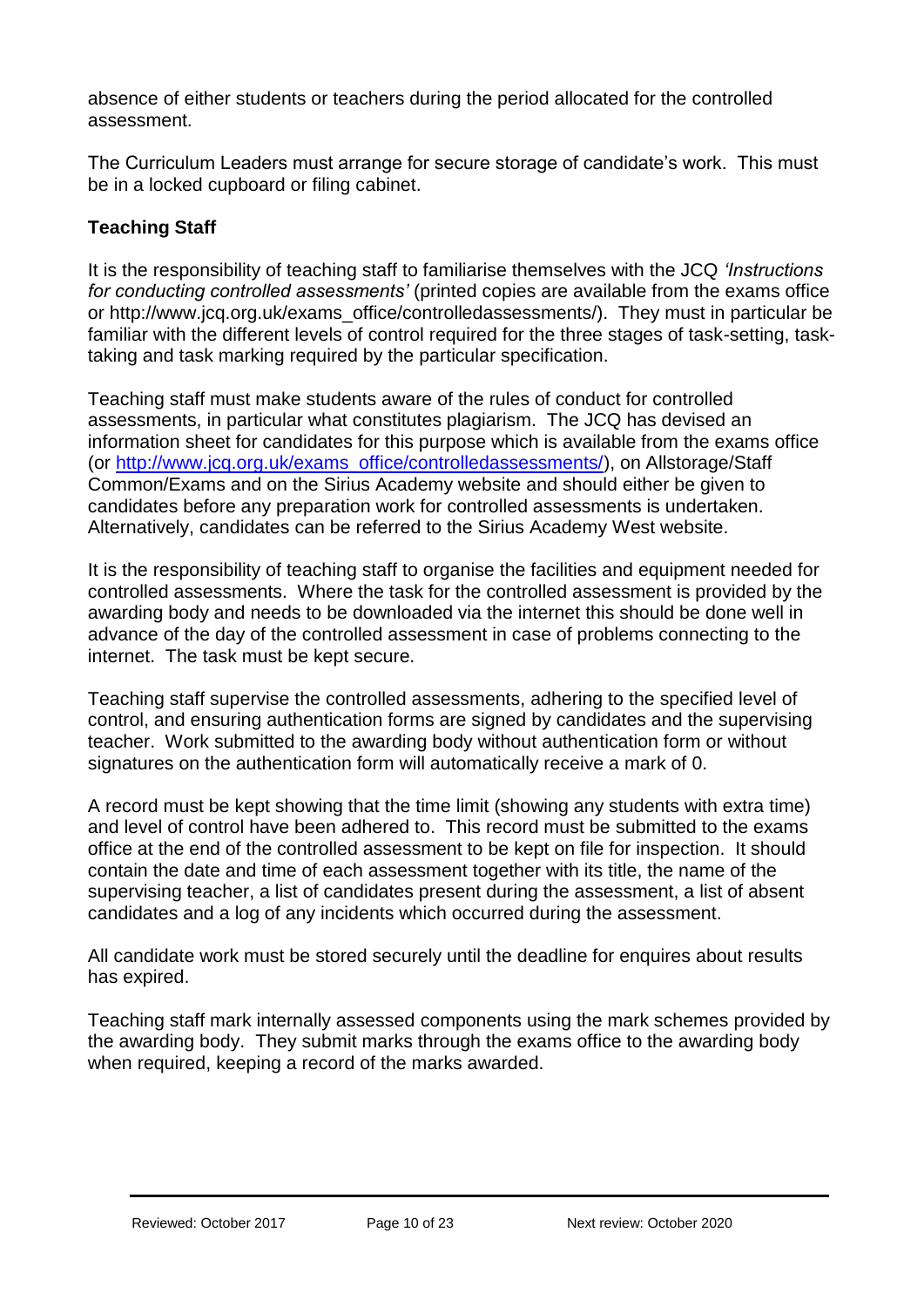absence of either students or teachers during the period allocated for the controlled assessment.

The Curriculum Leaders must arrange for secure storage of candidate's work. This must be in a locked cupboard or filing cabinet.

**Teaching Staff**

It is the responsibility of teaching staff to familiarise themselves with the JCQ *'Instructions for conducting controlled assessments'* (printed copies are available from the exams office or http://www.jcq.org.uk/exams_office/controlledassessments/). They must in particular be familiar with the different levels of control required for the three stages of task-setting, task-taking and task marking required by the particular specification.

Teaching staff must make students aware of the rules of conduct for controlled assessments, in particular what constitutes plagiarism. The JCQ has devised an information sheet for candidates for this purpose which is available from the exams office (or [http://www.jcq.org.uk/exams_office/controlledassessments/](http://www.jcq.org.uk/exams_office/controlledassessments/)), on Allstorage/Staff Common/Exams and on the Sirius Academy website and should either be given to candidates before any preparation work for controlled assessments is undertaken. Alternatively, candidates can be referred to the Sirius Academy West website.

It is the responsibility of teaching staff to organise the facilities and equipment needed for controlled assessments. Where the task for the controlled assessment is provided by the awarding body and needs to be downloaded via the internet this should be done well in advance of the day of the controlled assessment in case of problems connecting to the internet. The task must be kept secure.

Teaching staff supervise the controlled assessments, adhering to the specified level of control, and ensuring authentication forms are signed by candidates and the supervising teacher. Work submitted to the awarding body without authentication form or without signatures on the authentication form will automatically receive a mark of 0.

A record must be kept showing that the time limit (showing any students with extra time) and level of control have been adhered to. This record must be submitted to the exams office at the end of the controlled assessment to be kept on file for inspection. It should contain the date and time of each assessment together with its title, the name of the supervising teacher, a list of candidates present during the assessment, a list of absent candidates and a log of any incidents which occurred during the assessment.

All candidate work must be stored securely until the deadline for enquires about results has expired.

Teaching staff mark internally assessed components using the mark schemes provided by the awarding body. They submit marks through the exams office to the awarding body when required, keeping a record of the marks awarded.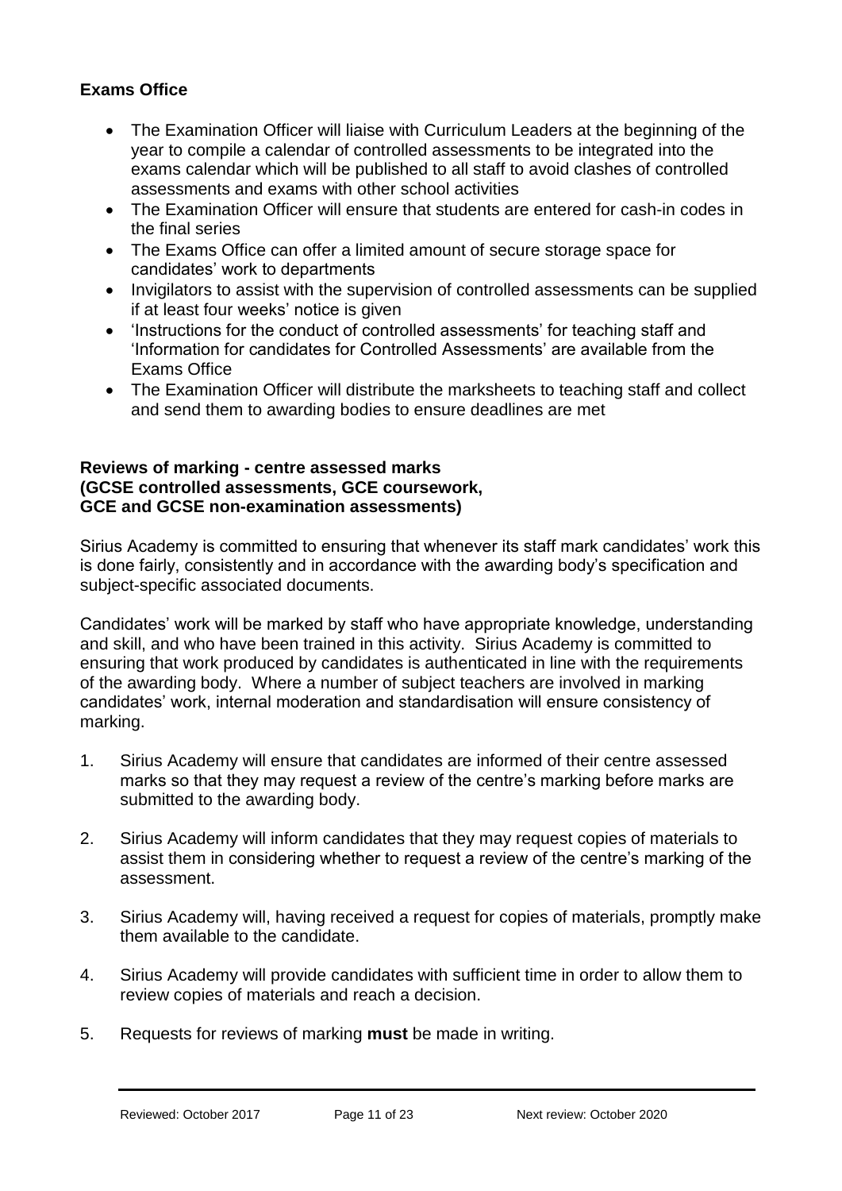### Exams Office

- The Examination Officer will liaise with Curriculum Leaders at the beginning of the year to compile a calendar of controlled assessments to be integrated into the exams calendar which will be published to all staff to avoid clashes of controlled assessments and exams with other school activities
- The Examination Officer will ensure that students are entered for cash-in codes in the final series
- The Exams Office can offer a limited amount of secure storage space for candidates' work to departments
- Invigilators to assist with the supervision of controlled assessments can be supplied if at least four weeks' notice is given
- 'Instructions for the conduct of controlled assessments' for teaching staff and 'Information for candidates for Controlled Assessments' are available from the Exams Office
- The Examination Officer will distribute the marksheets to teaching staff and collect and send them to awarding bodies to ensure deadlines are met

### Reviews of marking - centre assessed marks (GCSE controlled assessments, GCE coursework, GCE and GCSE non-examination assessments)

Sirius Academy is committed to ensuring that whenever its staff mark candidates' work this is done fairly, consistently and in accordance with the awarding body's specification and subject-specific associated documents.

Candidates' work will be marked by staff who have appropriate knowledge, understanding and skill, and who have been trained in this activity. Sirius Academy is committed to ensuring that work produced by candidates is authenticated in line with the requirements of the awarding body. Where a number of subject teachers are involved in marking candidates' work, internal moderation and standardisation will ensure consistency of marking.

1. Sirius Academy will ensure that candidates are informed of their centre assessed marks so that they may request a review of the centre's marking before marks are submitted to the awarding body.
2. Sirius Academy will inform candidates that they may request copies of materials to assist them in considering whether to request a review of the centre's marking of the assessment.
3. Sirius Academy will, having received a request for copies of materials, promptly make them available to the candidate.
4. Sirius Academy will provide candidates with sufficient time in order to allow them to review copies of materials and reach a decision.
5. Requests for reviews of marking **must** be made in writing.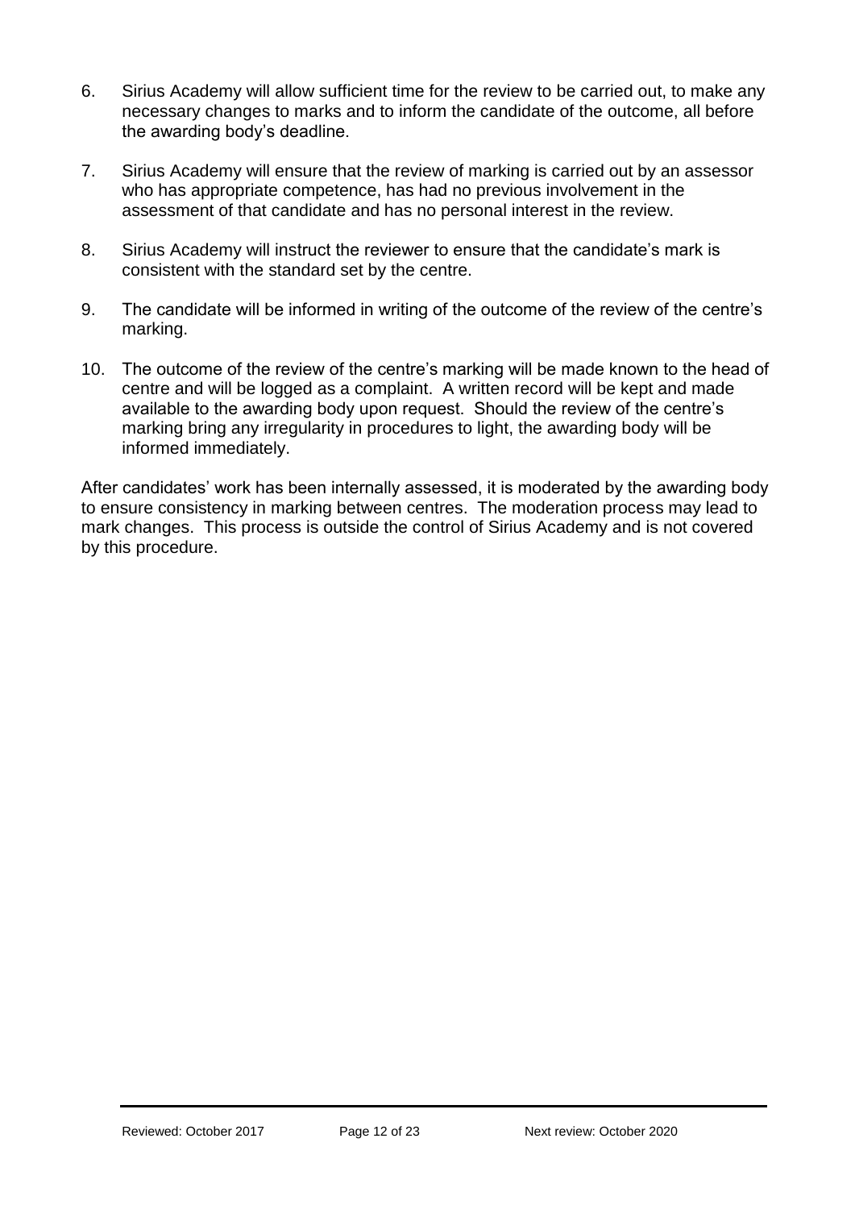6. Sirius Academy will allow sufficient time for the review to be carried out, to make any necessary changes to marks and to inform the candidate of the outcome, all before the awarding body's deadline.

7. Sirius Academy will ensure that the review of marking is carried out by an assessor who has appropriate competence, has had no previous involvement in the assessment of that candidate and has no personal interest in the review.

8. Sirius Academy will instruct the reviewer to ensure that the candidate's mark is consistent with the standard set by the centre.

9. The candidate will be informed in writing of the outcome of the review of the centre's marking.

10. The outcome of the review of the centre's marking will be made known to the head of centre and will be logged as a complaint. A written record will be kept and made available to the awarding body upon request. Should the review of the centre's marking bring any irregularity in procedures to light, the awarding body will be informed immediately.

After candidates' work has been internally assessed, it is moderated by the awarding body to ensure consistency in marking between centres. The moderation process may lead to mark changes. This process is outside the control of Sirius Academy and is not covered by this procedure.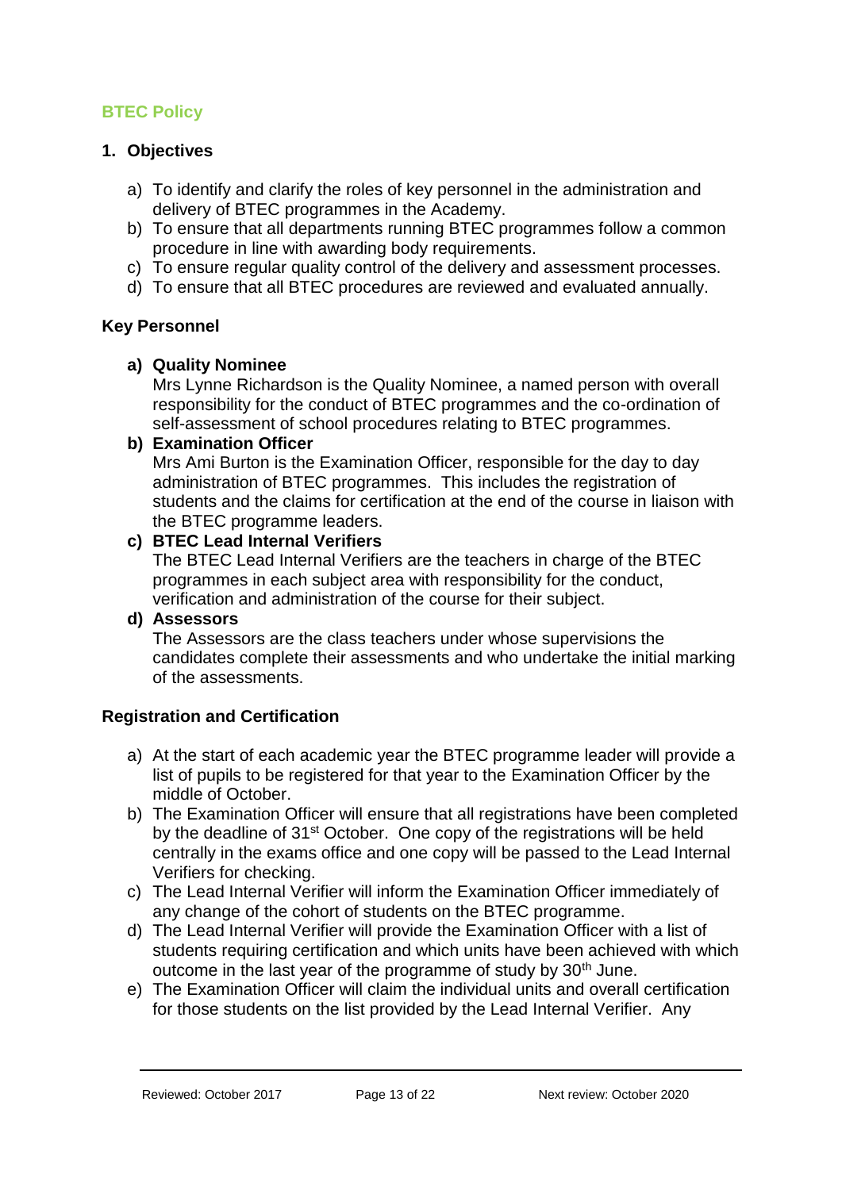## BTEC Policy

### 1. Objectives

a) To identify and clarify the roles of key personnel in the administration and delivery of BTEC programmes in the Academy.
b) To ensure that all departments running BTEC programmes follow a common procedure in line with awarding body requirements.
c) To ensure regular quality control of the delivery and assessment processes.
d) To ensure that all BTEC procedures are reviewed and evaluated annually.

### Key Personnel

a) **Quality Nominee**
Mrs Lynne Richardson is the Quality Nominee, a named person with overall responsibility for the conduct of BTEC programmes and the co-ordination of self-assessment of school procedures relating to BTEC programmes.

b) **Examination Officer**
Mrs Ami Burton is the Examination Officer, responsible for the day to day administration of BTEC programmes. This includes the registration of students and the claims for certification at the end of the course in liaison with the BTEC programme leaders.

c) **BTEC Lead Internal Verifiers**
The BTEC Lead Internal Verifiers are the teachers in charge of the BTEC programmes in each subject area with responsibility for the conduct, verification and administration of the course for their subject.

d) **Assessors**
The Assessors are the class teachers under whose supervisions the candidates complete their assessments and who undertake the initial marking of the assessments.

### Registration and Certification

a) At the start of each academic year the BTEC programme leader will provide a list of pupils to be registered for that year to the Examination Officer by the middle of October.
b) The Examination Officer will ensure that all registrations have been completed by the deadline of 31st October. One copy of the registrations will be held centrally in the exams office and one copy will be passed to the Lead Internal Verifiers for checking.
c) The Lead Internal Verifier will inform the Examination Officer immediately of any change of the cohort of students on the BTEC programme.
d) The Lead Internal Verifier will provide the Examination Officer with a list of students requiring certification and which units have been achieved with which outcome in the last year of the programme of study by 30th June.
e) The Examination Officer will claim the individual units and overall certification for those students on the list provided by the Lead Internal Verifier. Any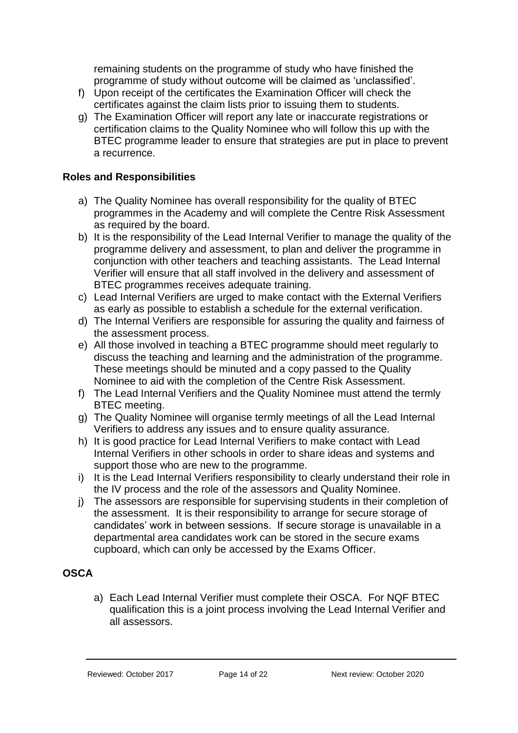remaining students on the programme of study who have finished the programme of study without outcome will be claimed as 'unclassified'.

f) Upon receipt of the certificates the Examination Officer will check the certificates against the claim lists prior to issuing them to students.
g) The Examination Officer will report any late or inaccurate registrations or certification claims to the Quality Nominee who will follow this up with the BTEC programme leader to ensure that strategies are put in place to prevent a recurrence.

**Roles and Responsibilities**

a) The Quality Nominee has overall responsibility for the quality of BTEC programmes in the Academy and will complete the Centre Risk Assessment as required by the board.
b) It is the responsibility of the Lead Internal Verifier to manage the quality of the programme delivery and assessment, to plan and deliver the programme in conjunction with other teachers and teaching assistants. The Lead Internal Verifier will ensure that all staff involved in the delivery and assessment of BTEC programmes receives adequate training.
c) Lead Internal Verifiers are urged to make contact with the External Verifiers as early as possible to establish a schedule for the external verification.
d) The Internal Verifiers are responsible for assuring the quality and fairness of the assessment process.
e) All those involved in teaching a BTEC programme should meet regularly to discuss the teaching and learning and the administration of the programme. These meetings should be minuted and a copy passed to the Quality Nominee to aid with the completion of the Centre Risk Assessment.
f) The Lead Internal Verifiers and the Quality Nominee must attend the termly BTEC meeting.
g) The Quality Nominee will organise termly meetings of all the Lead Internal Verifiers to address any issues and to ensure quality assurance.
h) It is good practice for Lead Internal Verifiers to make contact with Lead Internal Verifiers in other schools in order to share ideas and systems and support those who are new to the programme.
i) It is the Lead Internal Verifiers responsibility to clearly understand their role in the IV process and the role of the assessors and Quality Nominee.
j) The assessors are responsible for supervising students in their completion of the assessment. It is their responsibility to arrange for secure storage of candidates' work in between sessions. If secure storage is unavailable in a departmental area candidates work can be stored in the secure exams cupboard, which can only be accessed by the Exams Officer.

**OSCA**

a) Each Lead Internal Verifier must complete their OSCA. For NQF BTEC qualification this is a joint process involving the Lead Internal Verifier and all assessors.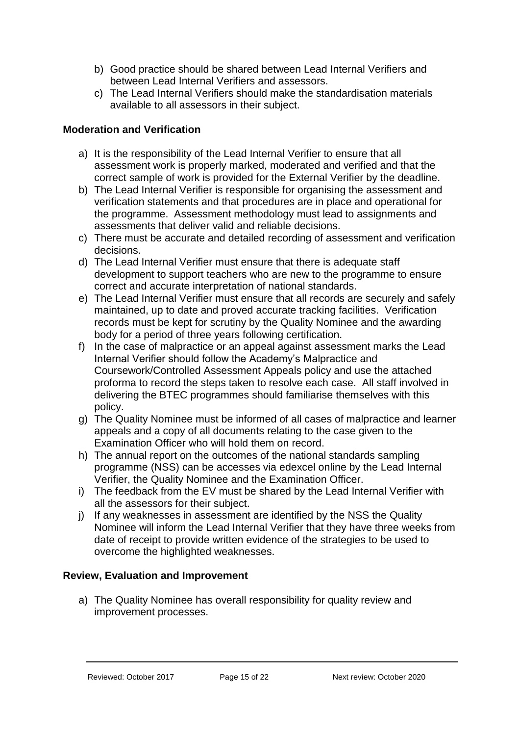b) Good practice should be shared between Lead Internal Verifiers and between Lead Internal Verifiers and assessors.
c) The Lead Internal Verifiers should make the standardisation materials available to all assessors in their subject.

### Moderation and Verification

a) It is the responsibility of the Lead Internal Verifier to ensure that all assessment work is properly marked, moderated and verified and that the correct sample of work is provided for the External Verifier by the deadline.
b) The Lead Internal Verifier is responsible for organising the assessment and verification statements and that procedures are in place and operational for the programme. Assessment methodology must lead to assignments and assessments that deliver valid and reliable decisions.
c) There must be accurate and detailed recording of assessment and verification decisions.
d) The Lead Internal Verifier must ensure that there is adequate staff development to support teachers who are new to the programme to ensure correct and accurate interpretation of national standards.
e) The Lead Internal Verifier must ensure that all records are securely and safely maintained, up to date and proved accurate tracking facilities. Verification records must be kept for scrutiny by the Quality Nominee and the awarding body for a period of three years following certification.
f) In the case of malpractice or an appeal against assessment marks the Lead Internal Verifier should follow the Academy's Malpractice and Coursework/Controlled Assessment Appeals policy and use the attached proforma to record the steps taken to resolve each case. All staff involved in delivering the BTEC programmes should familiarise themselves with this policy.
g) The Quality Nominee must be informed of all cases of malpractice and learner appeals and a copy of all documents relating to the case given to the Examination Officer who will hold them on record.
h) The annual report on the outcomes of the national standards sampling programme (NSS) can be accesses via edexcel online by the Lead Internal Verifier, the Quality Nominee and the Examination Officer.
i) The feedback from the EV must be shared by the Lead Internal Verifier with all the assessors for their subject.
j) If any weaknesses in assessment are identified by the NSS the Quality Nominee will inform the Lead Internal Verifier that they have three weeks from date of receipt to provide written evidence of the strategies to be used to overcome the highlighted weaknesses.

### Review, Evaluation and Improvement

a) The Quality Nominee has overall responsibility for quality review and improvement processes.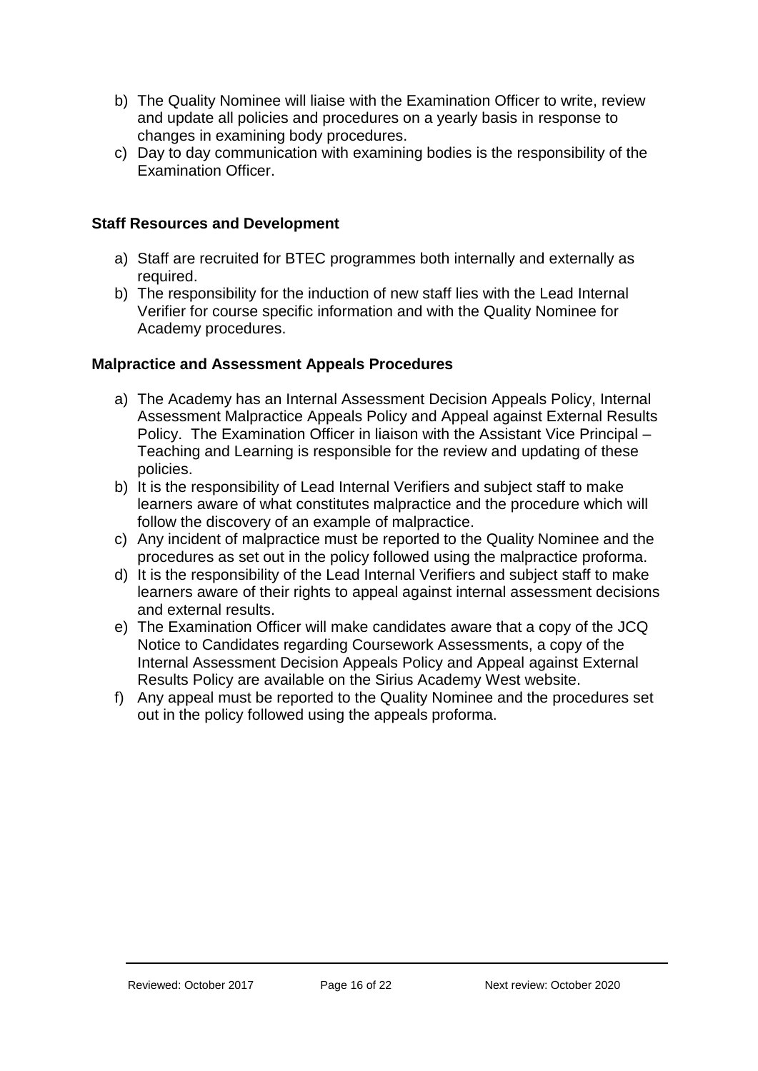b) The Quality Nominee will liaise with the Examination Officer to write, review and update all policies and procedures on a yearly basis in response to changes in examining body procedures.
c) Day to day communication with examining bodies is the responsibility of the Examination Officer.

### Staff Resources and Development

a) Staff are recruited for BTEC programmes both internally and externally as required.
b) The responsibility for the induction of new staff lies with the Lead Internal Verifier for course specific information and with the Quality Nominee for Academy procedures.

### Malpractice and Assessment Appeals Procedures

a) The Academy has an Internal Assessment Decision Appeals Policy, Internal Assessment Malpractice Appeals Policy and Appeal against External Results Policy. The Examination Officer in liaison with the Assistant Vice Principal – Teaching and Learning is responsible for the review and updating of these policies.
b) It is the responsibility of Lead Internal Verifiers and subject staff to make learners aware of what constitutes malpractice and the procedure which will follow the discovery of an example of malpractice.
c) Any incident of malpractice must be reported to the Quality Nominee and the procedures as set out in the policy followed using the malpractice proforma.
d) It is the responsibility of the Lead Internal Verifiers and subject staff to make learners aware of their rights to appeal against internal assessment decisions and external results.
e) The Examination Officer will make candidates aware that a copy of the JCQ Notice to Candidates regarding Coursework Assessments, a copy of the Internal Assessment Decision Appeals Policy and Appeal against External Results Policy are available on the Sirius Academy West website.
f) Any appeal must be reported to the Quality Nominee and the procedures set out in the policy followed using the appeals proforma.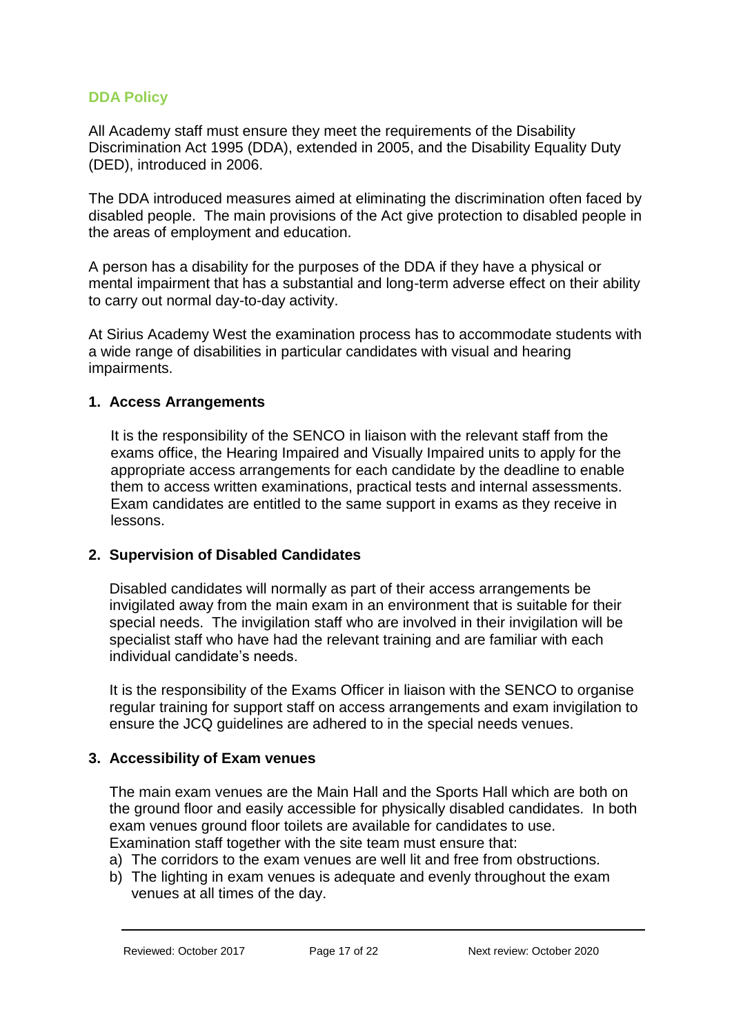## DDA Policy

All Academy staff must ensure they meet the requirements of the Disability Discrimination Act 1995 (DDA), extended in 2005, and the Disability Equality Duty (DED), introduced in 2006.

The DDA introduced measures aimed at eliminating the discrimination often faced by disabled people. The main provisions of the Act give protection to disabled people in the areas of employment and education.

A person has a disability for the purposes of the DDA if they have a physical or mental impairment that has a substantial and long-term adverse effect on their ability to carry out normal day-to-day activity.

At Sirius Academy West the examination process has to accommodate students with a wide range of disabilities in particular candidates with visual and hearing impairments.

### 1. Access Arrangements

It is the responsibility of the SENCO in liaison with the relevant staff from the exams office, the Hearing Impaired and Visually Impaired units to apply for the appropriate access arrangements for each candidate by the deadline to enable them to access written examinations, practical tests and internal assessments. Exam candidates are entitled to the same support in exams as they receive in lessons.

### 2. Supervision of Disabled Candidates

Disabled candidates will normally as part of their access arrangements be invigilated away from the main exam in an environment that is suitable for their special needs. The invigilation staff who are involved in their invigilation will be specialist staff who have had the relevant training and are familiar with each individual candidate's needs.

It is the responsibility of the Exams Officer in liaison with the SENCO to organise regular training for support staff on access arrangements and exam invigilation to ensure the JCQ guidelines are adhered to in the special needs venues.

### 3. Accessibility of Exam venues

The main exam venues are the Main Hall and the Sports Hall which are both on the ground floor and easily accessible for physically disabled candidates. In both exam venues ground floor toilets are available for candidates to use.
Examination staff together with the site team must ensure that:

a) The corridors to the exam venues are well lit and free from obstructions.
b) The lighting in exam venues is adequate and evenly throughout the exam venues at all times of the day.

Reviewed: October 2017 Next review: October 2020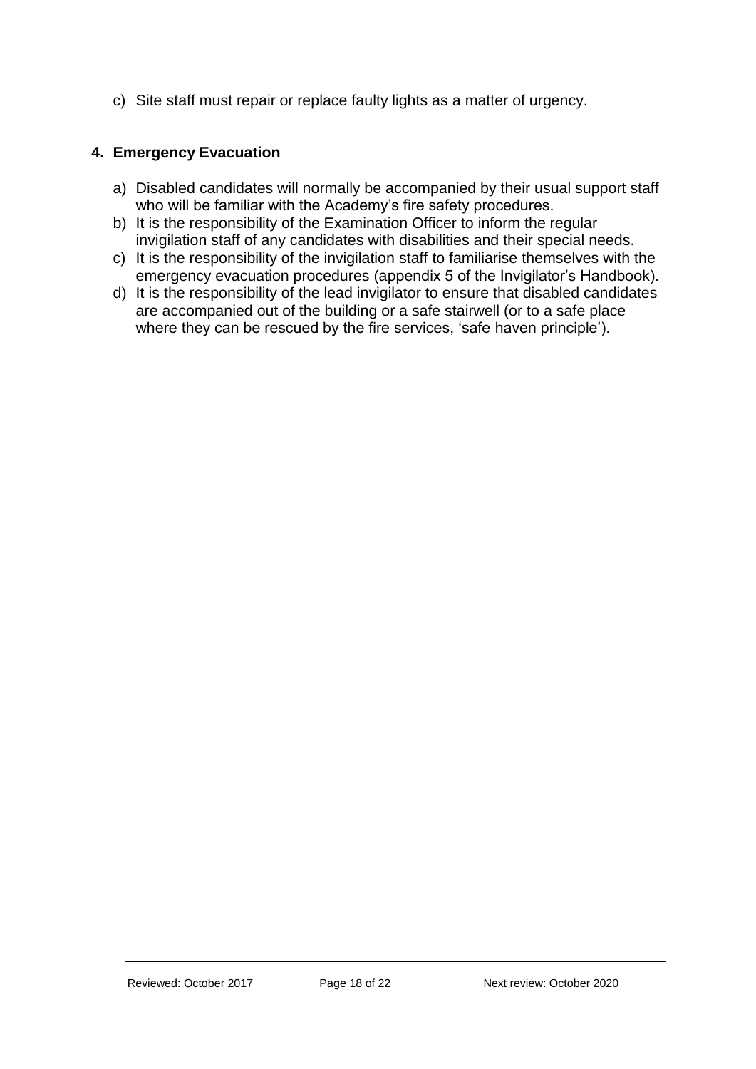c) Site staff must repair or replace faulty lights as a matter of urgency.

## 4. Emergency Evacuation

a) Disabled candidates will normally be accompanied by their usual support staff who will be familiar with the Academy's fire safety procedures.
b) It is the responsibility of the Examination Officer to inform the regular invigilation staff of any candidates with disabilities and their special needs.
c) It is the responsibility of the invigilation staff to familiarise themselves with the emergency evacuation procedures (appendix 5 of the Invigilator's Handbook).
d) It is the responsibility of the lead invigilator to ensure that disabled candidates are accompanied out of the building or a safe stairwell (or to a safe place where they can be rescued by the fire services, 'safe haven principle').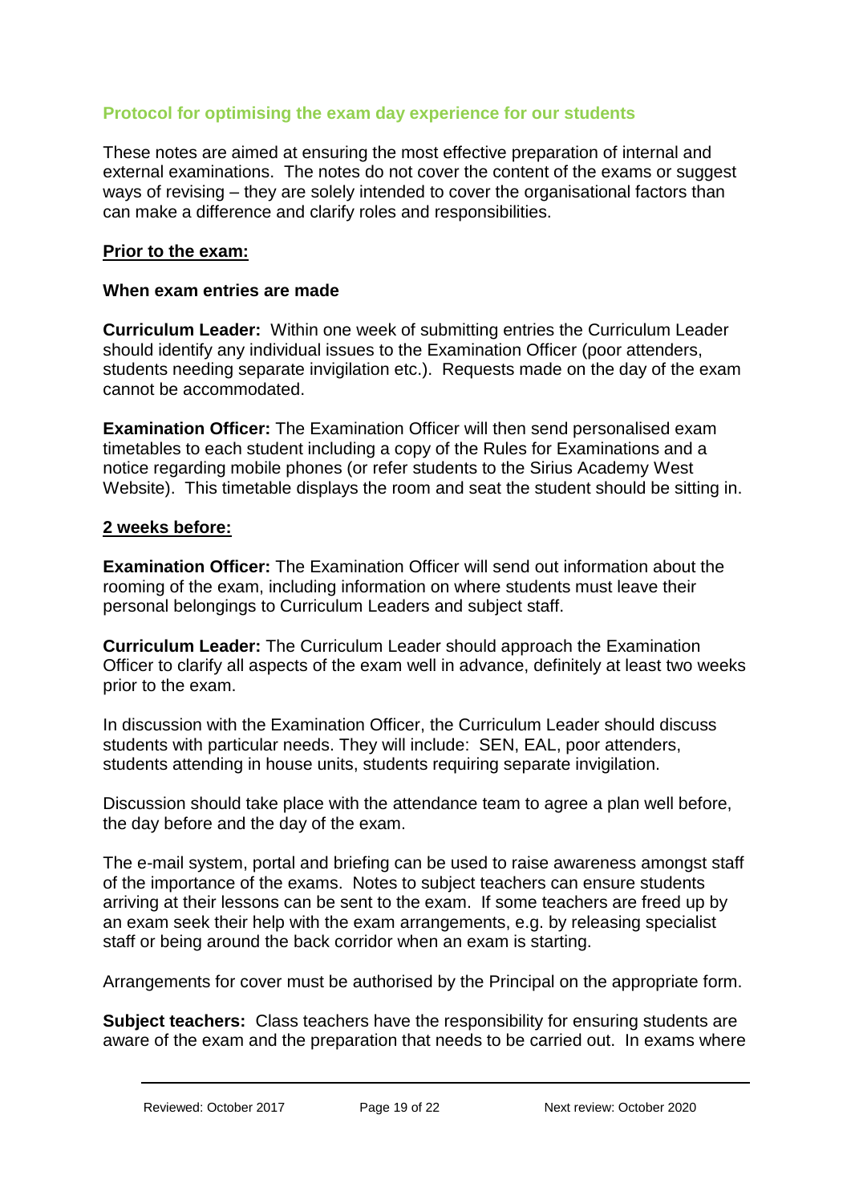## Protocol for optimising the exam day experience for our students

These notes are aimed at ensuring the most effective preparation of internal and external examinations. The notes do not cover the content of the exams or suggest ways of revising – they are solely intended to cover the organisational factors than can make a difference and clarify roles and responsibilities.

### Prior to the exam:

**When exam entries are made**

**Curriculum Leader:** Within one week of submitting entries the Curriculum Leader should identify any individual issues to the Examination Officer (poor attenders, students needing separate invigilation etc.). Requests made on the day of the exam cannot be accommodated.

**Examination Officer:** The Examination Officer will then send personalised exam timetables to each student including a copy of the Rules for Examinations and a notice regarding mobile phones (or refer students to the Sirius Academy West Website). This timetable displays the room and seat the student should be sitting in.

### 2 weeks before:

**Examination Officer:** The Examination Officer will send out information about the rooming of the exam, including information on where students must leave their personal belongings to Curriculum Leaders and subject staff.

**Curriculum Leader:** The Curriculum Leader should approach the Examination Officer to clarify all aspects of the exam well in advance, definitely at least two weeks prior to the exam.

In discussion with the Examination Officer, the Curriculum Leader should discuss students with particular needs. They will include: SEN, EAL, poor attenders, students attending in house units, students requiring separate invigilation.

Discussion should take place with the attendance team to agree a plan well before, the day before and the day of the exam.

The e-mail system, portal and briefing can be used to raise awareness amongst staff of the importance of the exams. Notes to subject teachers can ensure students arriving at their lessons can be sent to the exam. If some teachers are freed up by an exam seek their help with the exam arrangements, e.g. by releasing specialist staff or being around the back corridor when an exam is starting.

Arrangements for cover must be authorised by the Principal on the appropriate form.

**Subject teachers:** Class teachers have the responsibility for ensuring students are aware of the exam and the preparation that needs to be carried out. In exams where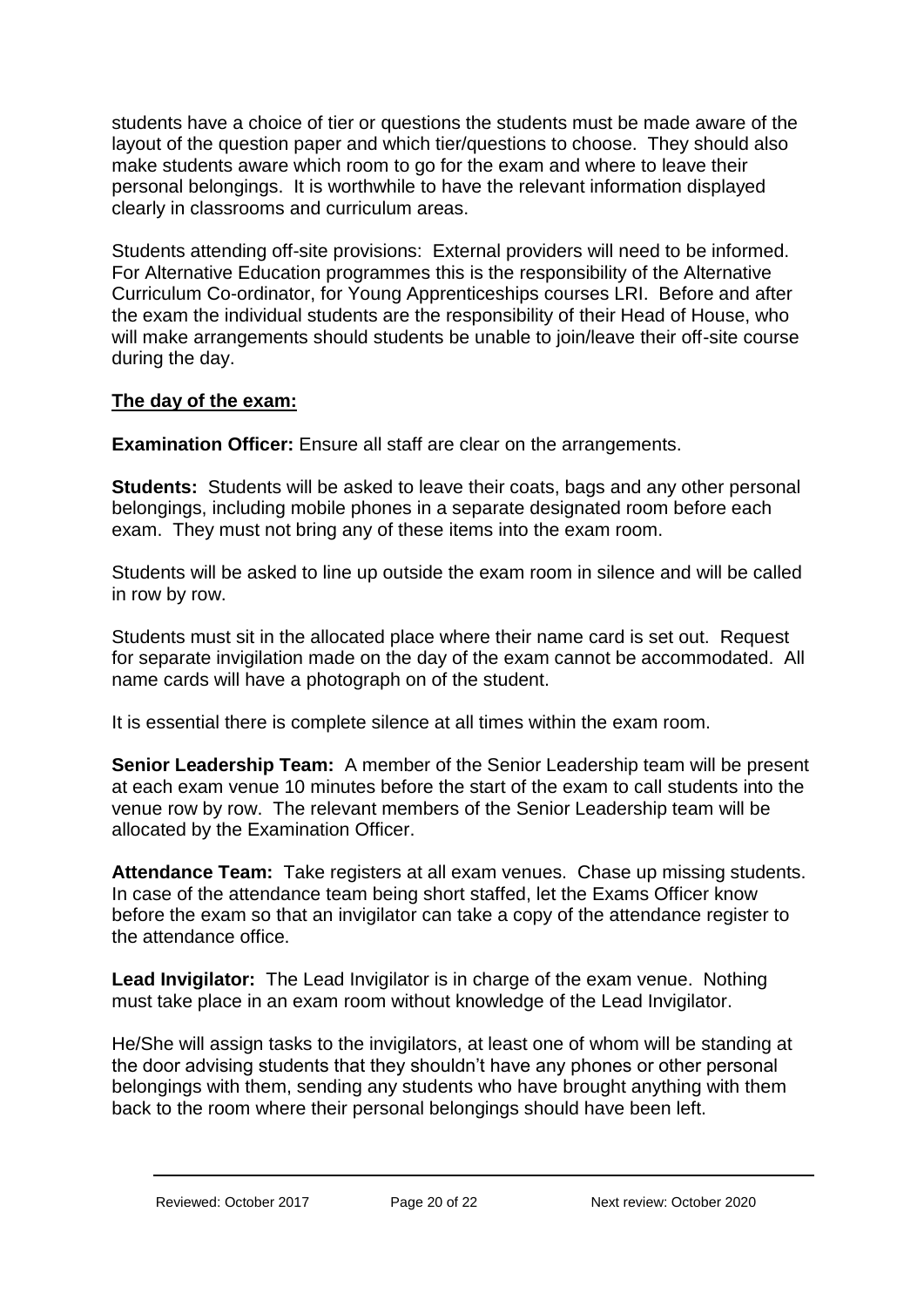students have a choice of tier or questions the students must be made aware of the layout of the question paper and which tier/questions to choose. They should also make students aware which room to go for the exam and where to leave their personal belongings. It is worthwhile to have the relevant information displayed clearly in classrooms and curriculum areas.

Students attending off-site provisions: External providers will need to be informed. For Alternative Education programmes this is the responsibility of the Alternative Curriculum Co-ordinator, for Young Apprenticeships courses LRI. Before and after the exam the individual students are the responsibility of their Head of House, who will make arrangements should students be unable to join/leave their off-site course during the day.

**The day of the exam:**

**Examination Officer:** Ensure all staff are clear on the arrangements.

**Students:** Students will be asked to leave their coats, bags and any other personal belongings, including mobile phones in a separate designated room before each exam. They must not bring any of these items into the exam room.

Students will be asked to line up outside the exam room in silence and will be called in row by row.

Students must sit in the allocated place where their name card is set out. Request for separate invigilation made on the day of the exam cannot be accommodated. All name cards will have a photograph on of the student.

It is essential there is complete silence at all times within the exam room.

**Senior Leadership Team:** A member of the Senior Leadership team will be present at each exam venue 10 minutes before the start of the exam to call students into the venue row by row. The relevant members of the Senior Leadership team will be allocated by the Examination Officer.

**Attendance Team:** Take registers at all exam venues. Chase up missing students. In case of the attendance team being short staffed, let the Exams Officer know before the exam so that an invigilator can take a copy of the attendance register to the attendance office.

**Lead Invigilator:** The Lead Invigilator is in charge of the exam venue. Nothing must take place in an exam room without knowledge of the Lead Invigilator.

He/She will assign tasks to the invigilators, at least one of whom will be standing at the door advising students that they shouldn't have any phones or other personal belongings with them, sending any students who have brought anything with them back to the room where their personal belongings should have been left.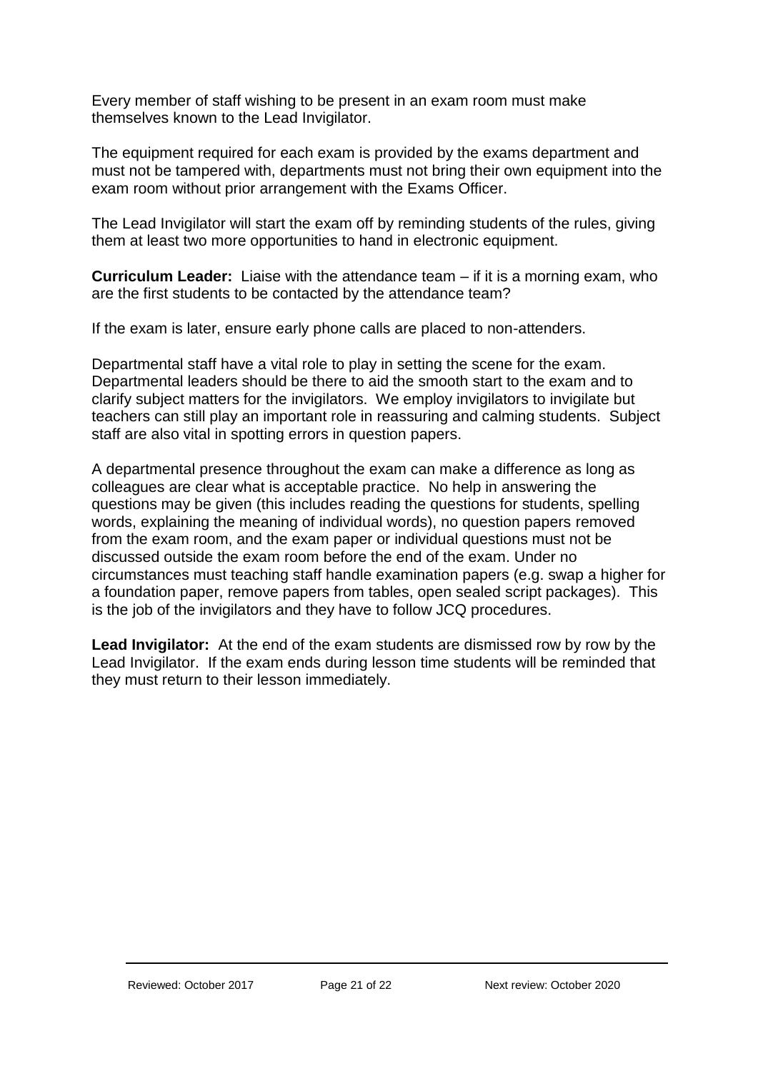Every member of staff wishing to be present in an exam room must make themselves known to the Lead Invigilator.

The equipment required for each exam is provided by the exams department and must not be tampered with, departments must not bring their own equipment into the exam room without prior arrangement with the Exams Officer.

The Lead Invigilator will start the exam off by reminding students of the rules, giving them at least two more opportunities to hand in electronic equipment.

**Curriculum Leader:** Liaise with the attendance team – if it is a morning exam, who are the first students to be contacted by the attendance team?

If the exam is later, ensure early phone calls are placed to non-attenders.

Departmental staff have a vital role to play in setting the scene for the exam. Departmental leaders should be there to aid the smooth start to the exam and to clarify subject matters for the invigilators. We employ invigilators to invigilate but teachers can still play an important role in reassuring and calming students. Subject staff are also vital in spotting errors in question papers.

A departmental presence throughout the exam can make a difference as long as colleagues are clear what is acceptable practice. No help in answering the questions may be given (this includes reading the questions for students, spelling words, explaining the meaning of individual words), no question papers removed from the exam room, and the exam paper or individual questions must not be discussed outside the exam room before the end of the exam. Under no circumstances must teaching staff handle examination papers (e.g. swap a higher for a foundation paper, remove papers from tables, open sealed script packages). This is the job of the invigilators and they have to follow JCQ procedures.

**Lead Invigilator:** At the end of the exam students are dismissed row by row by the Lead Invigilator. If the exam ends during lesson time students will be reminded that they must return to their lesson immediately.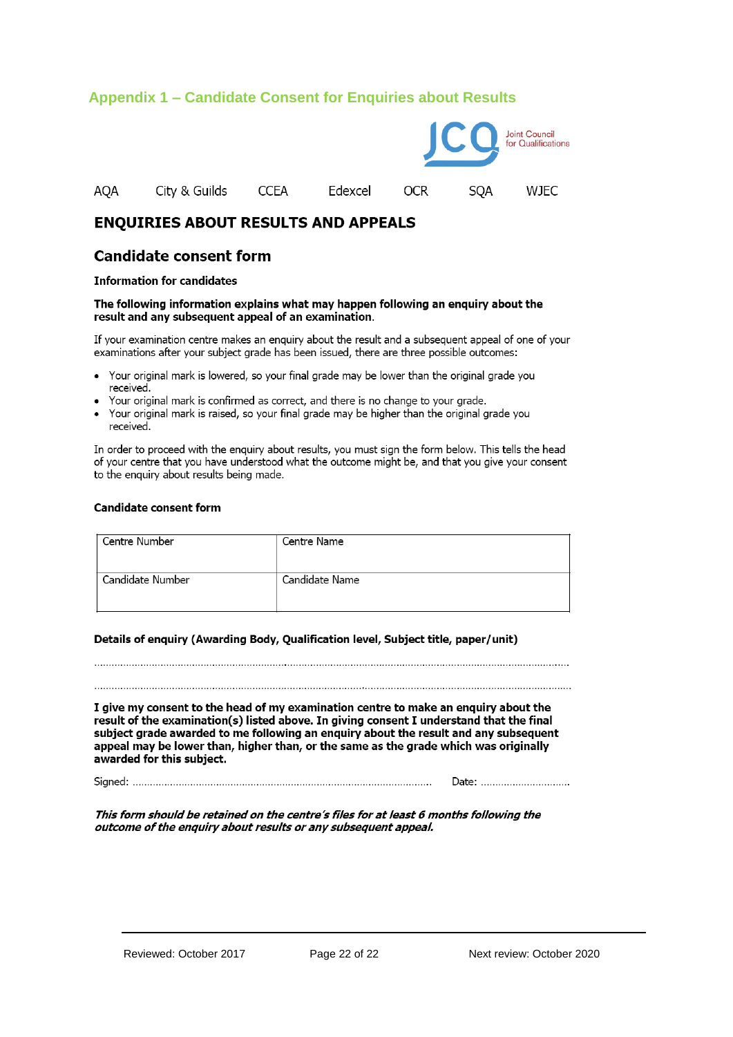## Appendix 1 – Candidate Consent for Enquiries about Results

Joint Council for Qualifications

AQA  City & Guilds  CCEA  Edexcel  OCR  SQA  WJEC

# ENQUIRIES ABOUT RESULTS AND APPEALS

## Candidate consent form

**Information for candidates**

**The following information explains what may happen following an enquiry about the result and any subsequent appeal of an examination.**

If your examination centre makes an enquiry about the result and a subsequent appeal of one of your examinations after your subject grade has been issued, there are three possible outcomes:

- Your original mark is lowered, so your final grade may be lower than the original grade you received.
- Your original mark is confirmed as correct, and there is no change to your grade.
- Your original mark is raised, so your final grade may be higher than the original grade you received.

In order to proceed with the enquiry about results, you must sign the form below. This tells the head of your centre that you have understood what the outcome might be, and that you give your consent to the enquiry about results being made.

**Candidate consent form**

| Centre Number | Centre Name |
|---|---|
| Candidate Number | Candidate Name |

**Details of enquiry (Awarding Body, Qualification level, Subject title, paper/unit)**

.......................................................................................................................................................................

.......................................................................................................................................................................

**I give my consent to the head of my examination centre to make an enquiry about the result of the examination(s) listed above. In giving consent I understand that the final subject grade awarded to me following an enquiry about the result and any subsequent appeal may be lower than, higher than, or the same as the grade which was originally awarded for this subject.**

Signed: .................................................................................................... Date: ...............................

***This form should be retained on the centre's files for at least 6 months following the outcome of the enquiry about results or any subsequent appeal.***

Reviewed: October 2017    Next review: October 2020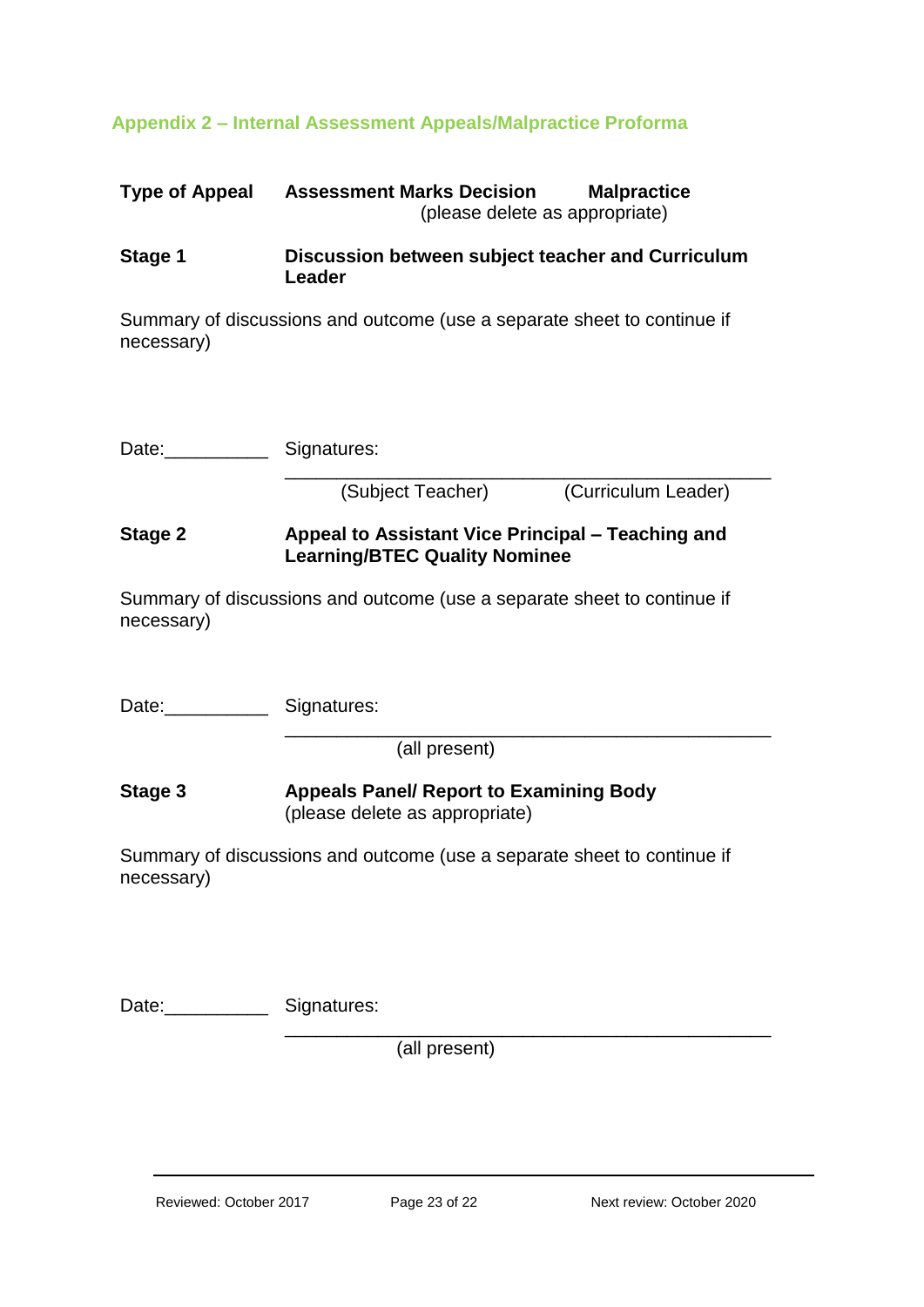## Appendix 2 – Internal Assessment Appeals/Malpractice Proforma

**Type of Appeal** **Assessment Marks Decision** **Malpractice**
(please delete as appropriate)

**Stage 1** **Discussion between subject teacher and Curriculum Leader**

Summary of discussions and outcome (use a separate sheet to continue if necessary)

Date:__________ Signatures:

_____________________________________________

(Subject Teacher) (Curriculum Leader)

**Stage 2** **Appeal to Assistant Vice Principal – Teaching and Learning/BTEC Quality Nominee**

Summary of discussions and outcome (use a separate sheet to continue if necessary)

Date:__________ Signatures:

_____________________________________________

(all present)

**Stage 3** **Appeals Panel/ Report to Examining Body**
(please delete as appropriate)

Summary of discussions and outcome (use a separate sheet to continue if necessary)

Date:__________ Signatures:

_____________________________________________

(all present)